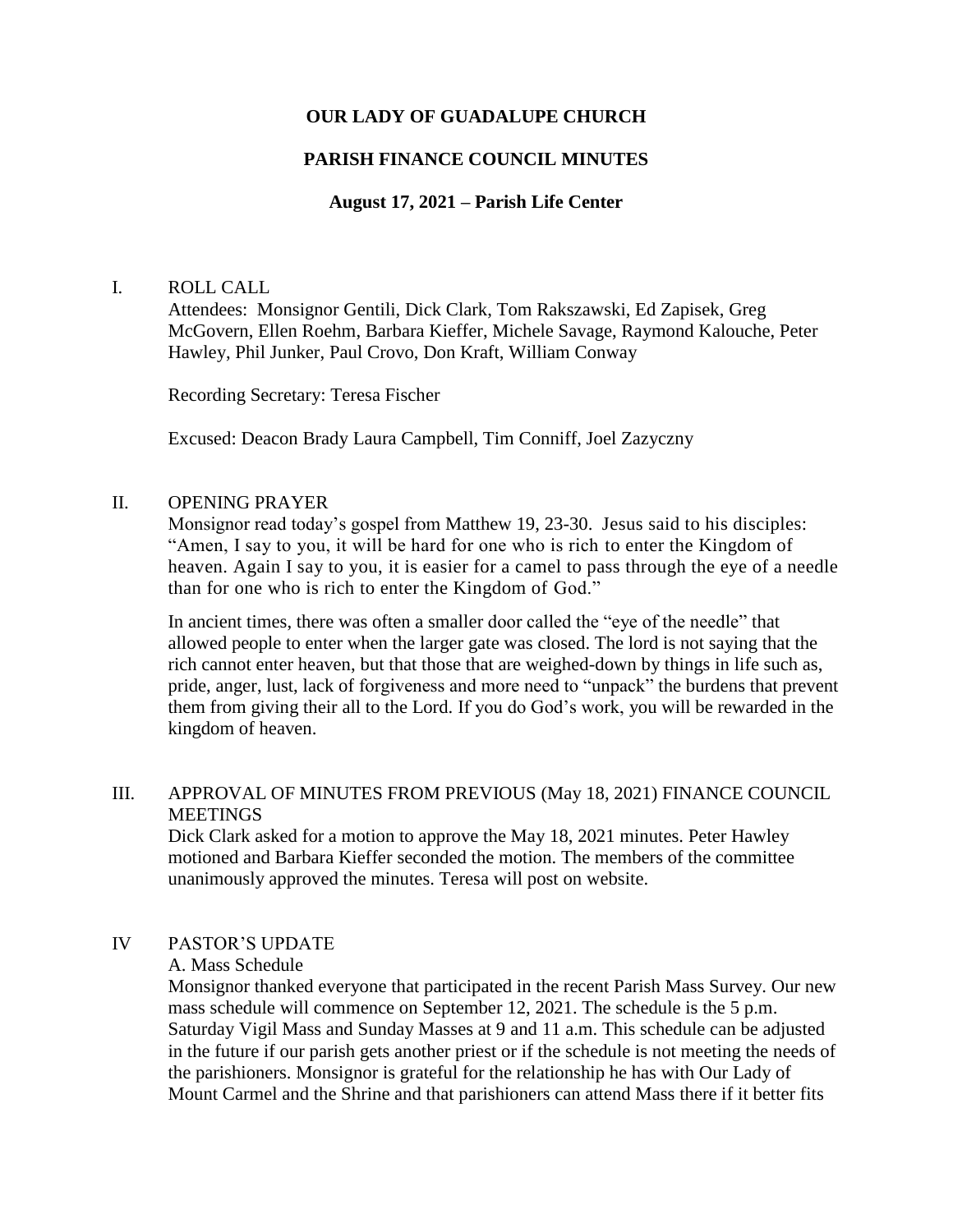**OUR LADY OF GUADALUPE CHURCH**

**PARISH FINANCE COUNCIL MINUTES**

**August 17, 2021 – Parish Life Center**

I. ROLL CALL

Attendees: Monsignor Gentili, Dick Clark, Tom Rakszawski, Ed Zapisek, Greg McGovern, Ellen Roehm, Barbara Kieffer, Michele Savage, Raymond Kalouche, Peter Hawley, Phil Junker, Paul Crovo, Don Kraft, William Conway

Recording Secretary: Teresa Fischer

Excused: Deacon Brady Laura Campbell, Tim Conniff, Joel Zazyczny

II. OPENING PRAYER

Monsignor read today's gospel from Matthew 19, 23-30. Jesus said to his disciples: "Amen, I say to you, it will be hard for one who is rich to enter the Kingdom of heaven. Again I say to you, it is easier for a camel to pass through the eye of a needle than for one who is rich to enter the Kingdom of God."

In ancient times, there was often a smaller door called the "eye of the needle" that allowed people to enter when the larger gate was closed. The lord is not saying that the rich cannot enter heaven, but that those that are weighed-down by things in life such as, pride, anger, lust, lack of forgiveness and more need to "unpack" the burdens that prevent them from giving their all to the Lord. If you do God's work, you will be rewarded in the kingdom of heaven.

III. APPROVAL OF MINUTES FROM PREVIOUS (May 18, 2021) FINANCE COUNCIL MEETINGS

Dick Clark asked for a motion to approve the May 18, 2021 minutes. Peter Hawley motioned and Barbara Kieffer seconded the motion. The members of the committee unanimously approved the minutes. Teresa will post on website.

IV PASTOR'S UPDATE

A. Mass Schedule

Monsignor thanked everyone that participated in the recent Parish Mass Survey. Our new mass schedule will commence on September 12, 2021. The schedule is the 5 p.m. Saturday Vigil Mass and Sunday Masses at 9 and 11 a.m. This schedule can be adjusted in the future if our parish gets another priest or if the schedule is not meeting the needs of the parishioners. Monsignor is grateful for the relationship he has with Our Lady of Mount Carmel and the Shrine and that parishioners can attend Mass there if it better fits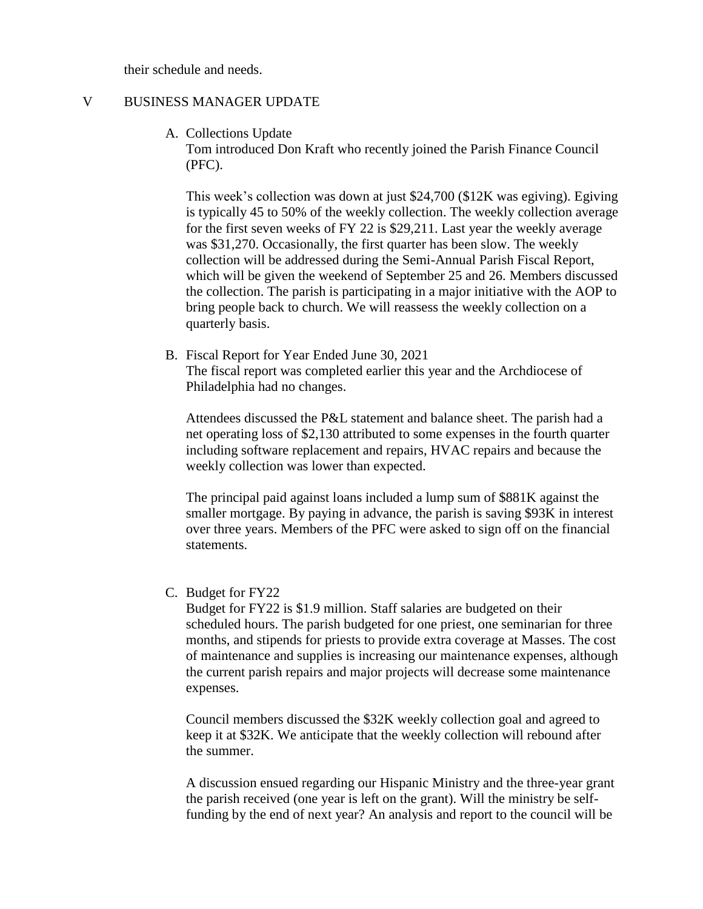their schedule and needs.

## V BUSINESS MANAGER UPDATE

### A. Collections Update

Tom introduced Don Kraft who recently joined the Parish Finance Council (PFC).

This week's collection was down at just $24,700 ($12K was egiving). Egiving is typically 45 to 50% of the weekly collection. The weekly collection average for the first seven weeks of FY 22 is $29,211. Last year the weekly average was $31,270. Occasionally, the first quarter has been slow. The weekly collection will be addressed during the Semi-Annual Parish Fiscal Report, which will be given the weekend of September 25 and 26. Members discussed the collection. The parish is participating in a major initiative with the AOP to bring people back to church. We will reassess the weekly collection on a quarterly basis.

### B. Fiscal Report for Year Ended June 30, 2021

The fiscal report was completed earlier this year and the Archdiocese of Philadelphia had no changes.

Attendees discussed the P&L statement and balance sheet. The parish had a net operating loss of $2,130 attributed to some expenses in the fourth quarter including software replacement and repairs, HVAC repairs and because the weekly collection was lower than expected.

The principal paid against loans included a lump sum of $881K against the smaller mortgage. By paying in advance, the parish is saving $93K in interest over three years. Members of the PFC were asked to sign off on the financial statements.

### C. Budget for FY22

Budget for FY22 is $1.9 million. Staff salaries are budgeted on their scheduled hours. The parish budgeted for one priest, one seminarian for three months, and stipends for priests to provide extra coverage at Masses. The cost of maintenance and supplies is increasing our maintenance expenses, although the current parish repairs and major projects will decrease some maintenance expenses.

Council members discussed the $32K weekly collection goal and agreed to keep it at $32K. We anticipate that the weekly collection will rebound after the summer.

A discussion ensued regarding our Hispanic Ministry and the three-year grant the parish received (one year is left on the grant). Will the ministry be self-funding by the end of next year? An analysis and report to the council will be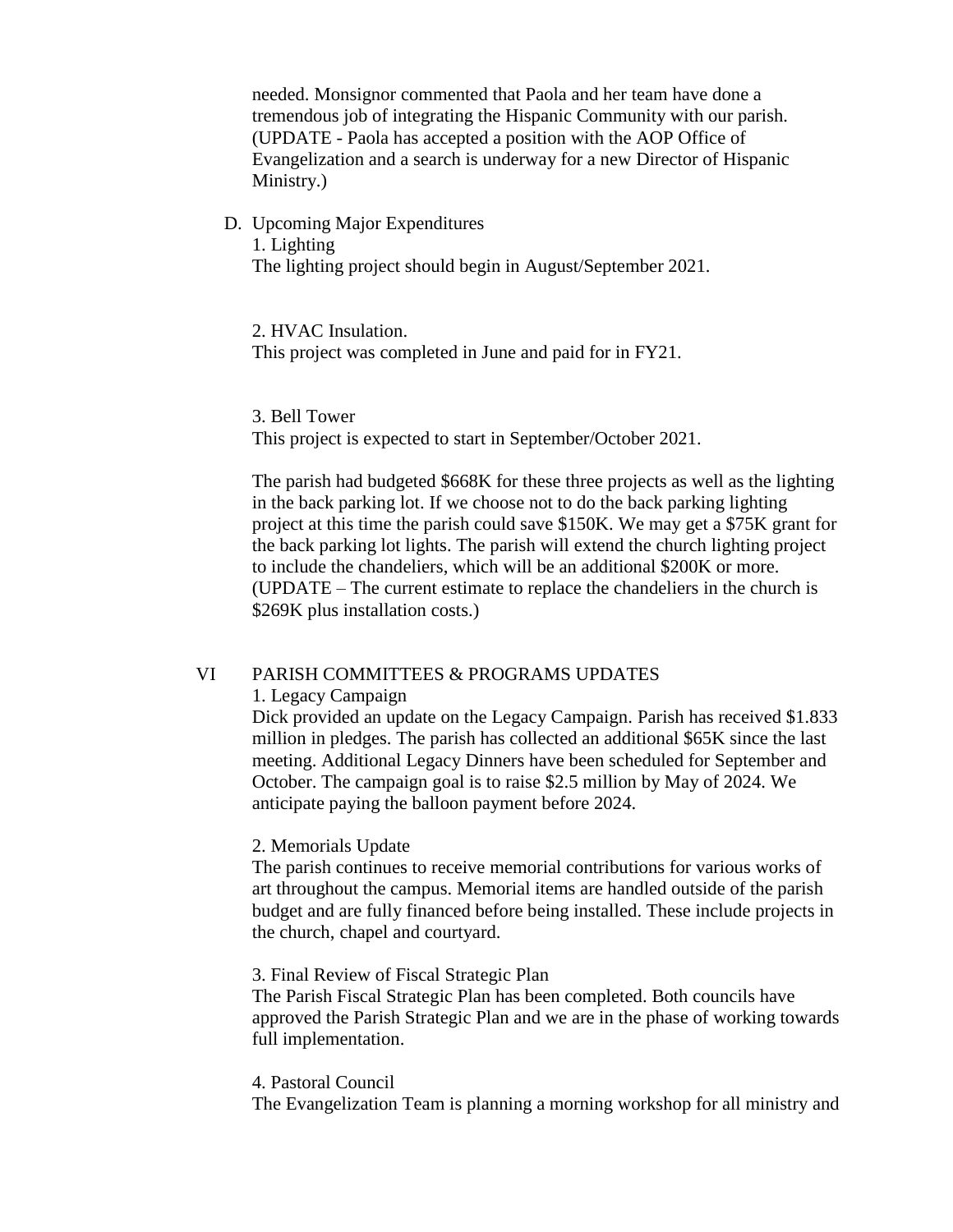needed. Monsignor commented that Paola and her team have done a tremendous job of integrating the Hispanic Community with our parish. (UPDATE - Paola has accepted a position with the AOP Office of Evangelization and a search is underway for a new Director of Hispanic Ministry.)

D. Upcoming Major Expenditures

1. Lighting

The lighting project should begin in August/September 2021.

2. HVAC Insulation.

This project was completed in June and paid for in FY21.

3. Bell Tower

This project is expected to start in September/October 2021.

The parish had budgeted $668K for these three projects as well as the lighting in the back parking lot. If we choose not to do the back parking lighting project at this time the parish could save $150K. We may get a $75K grant for the back parking lot lights. The parish will extend the church lighting project to include the chandeliers, which will be an additional $200K or more. (UPDATE – The current estimate to replace the chandeliers in the church is $269K plus installation costs.)

## VI PARISH COMMITTEES & PROGRAMS UPDATES

1. Legacy Campaign

Dick provided an update on the Legacy Campaign. Parish has received $1.833 million in pledges. The parish has collected an additional $65K since the last meeting. Additional Legacy Dinners have been scheduled for September and October. The campaign goal is to raise $2.5 million by May of 2024. We anticipate paying the balloon payment before 2024.

2. Memorials Update

The parish continues to receive memorial contributions for various works of art throughout the campus. Memorial items are handled outside of the parish budget and are fully financed before being installed. These include projects in the church, chapel and courtyard.

3. Final Review of Fiscal Strategic Plan

The Parish Fiscal Strategic Plan has been completed. Both councils have approved the Parish Strategic Plan and we are in the phase of working towards full implementation.

4. Pastoral Council

The Evangelization Team is planning a morning workshop for all ministry and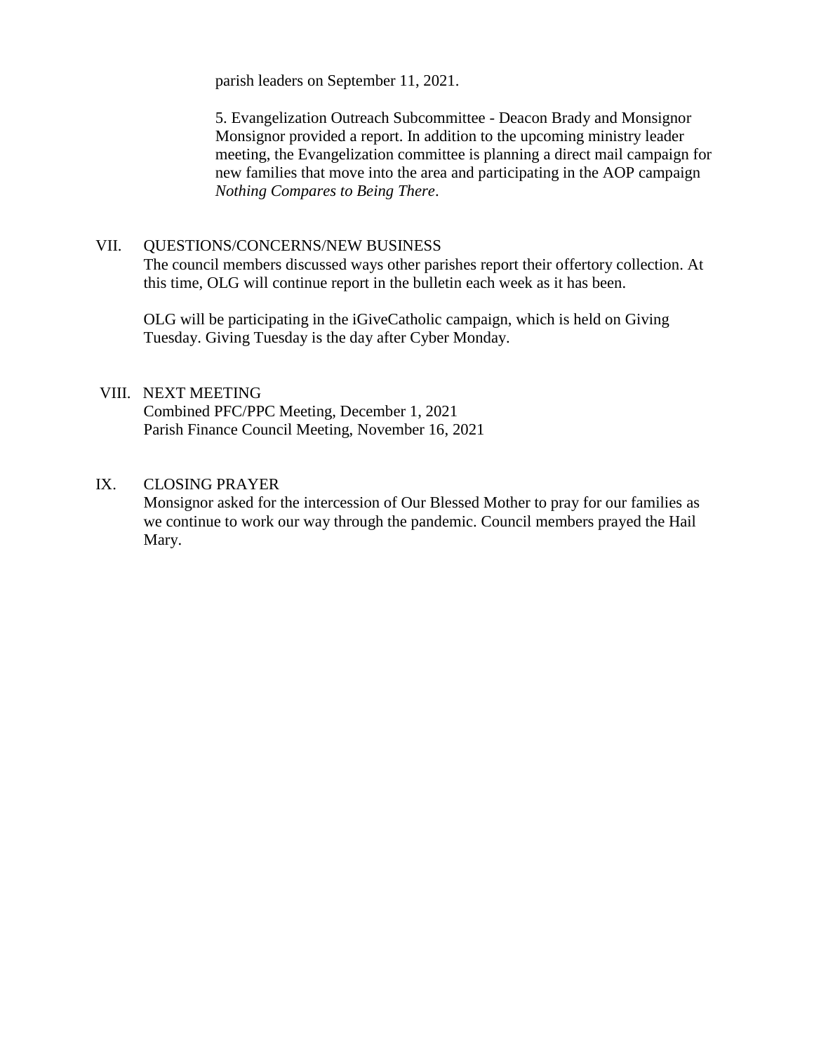parish leaders on September 11, 2021.

5. Evangelization Outreach Subcommittee - Deacon Brady and Monsignor Monsignor provided a report. In addition to the upcoming ministry leader meeting, the Evangelization committee is planning a direct mail campaign for new families that move into the area and participating in the AOP campaign *Nothing Compares to Being There*.

VII. QUESTIONS/CONCERNS/NEW BUSINESS

The council members discussed ways other parishes report their offertory collection. At this time, OLG will continue report in the bulletin each week as it has been.

OLG will be participating in the iGiveCatholic campaign, which is held on Giving Tuesday. Giving Tuesday is the day after Cyber Monday.

VIII. NEXT MEETING

Combined PFC/PPC Meeting, December 1, 2021
Parish Finance Council Meeting, November 16, 2021

IX. CLOSING PRAYER

Monsignor asked for the intercession of Our Blessed Mother to pray for our families as we continue to work our way through the pandemic. Council members prayed the Hail Mary.